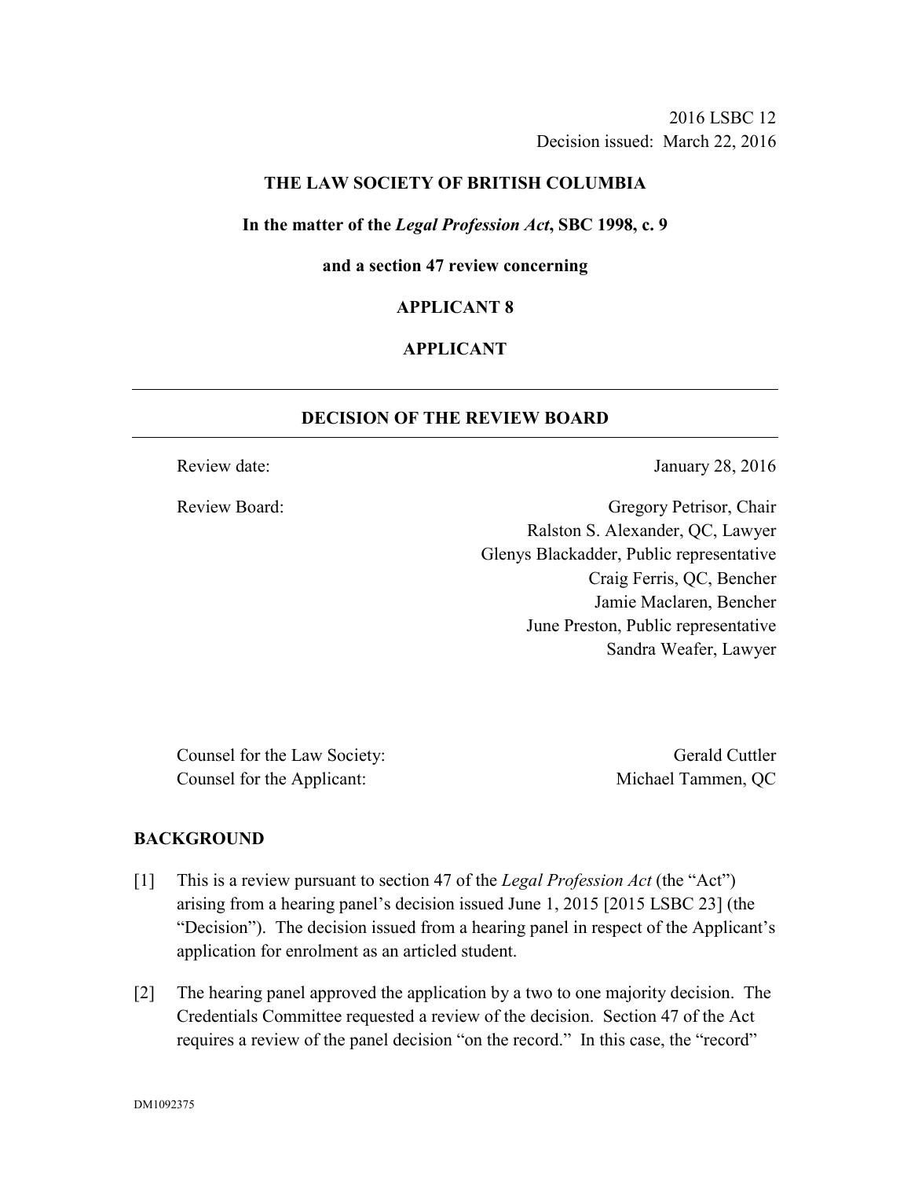2016 LSBC 12
Decision issued: March 22, 2016

**THE LAW SOCIETY OF BRITISH COLUMBIA**

**In the matter of the *Legal Profession Act*, SBC 1998, c. 9**

**and a section 47 review concerning**

**APPLICANT 8**

**APPLICANT**

---

## DECISION OF THE REVIEW BOARD

---

Review date: January 28, 2016

Review Board:
Gregory Petrisor, Chair
Ralston S. Alexander, QC, Lawyer
Glenys Blackadder, Public representative
Craig Ferris, QC, Bencher
Jamie Maclaren, Bencher
June Preston, Public representative
Sandra Weafer, Lawyer

Counsel for the Law Society: Gerald Cuttler
Counsel for the Applicant: Michael Tammen, QC

## BACKGROUND

[1] This is a review pursuant to section 47 of the *Legal Profession Act* (the "Act") arising from a hearing panel's decision issued June 1, 2015 [2015 LSBC 23] (the "Decision"). The decision issued from a hearing panel in respect of the Applicant's application for enrolment as an articled student.

[2] The hearing panel approved the application by a two to one majority decision. The Credentials Committee requested a review of the decision. Section 47 of the Act requires a review of the panel decision "on the record." In this case, the "record"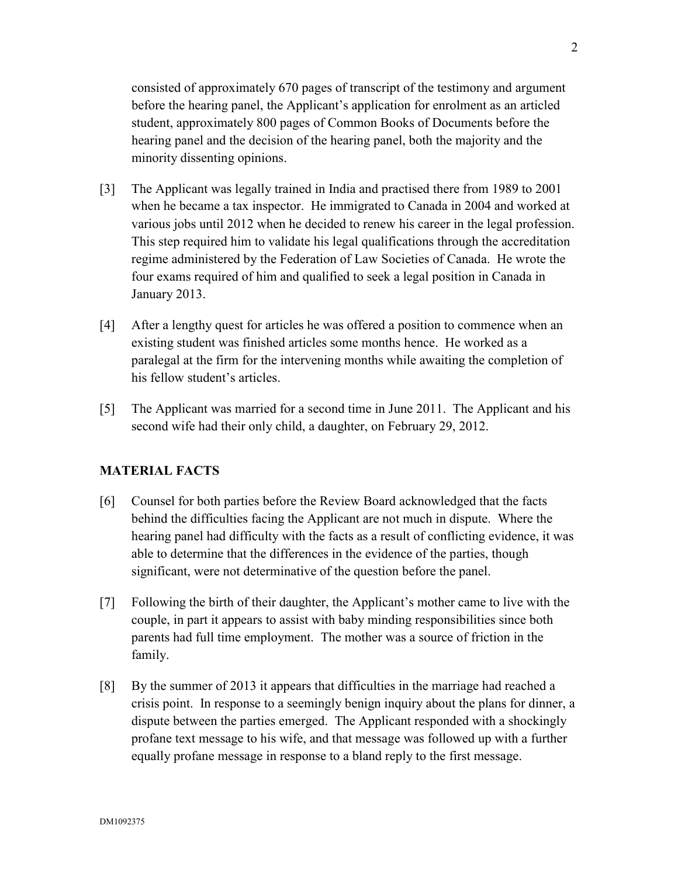consisted of approximately 670 pages of transcript of the testimony and argument before the hearing panel, the Applicant's application for enrolment as an articled student, approximately 800 pages of Common Books of Documents before the hearing panel and the decision of the hearing panel, both the majority and the minority dissenting opinions.

[3] The Applicant was legally trained in India and practised there from 1989 to 2001 when he became a tax inspector. He immigrated to Canada in 2004 and worked at various jobs until 2012 when he decided to renew his career in the legal profession. This step required him to validate his legal qualifications through the accreditation regime administered by the Federation of Law Societies of Canada. He wrote the four exams required of him and qualified to seek a legal position in Canada in January 2013.

[4] After a lengthy quest for articles he was offered a position to commence when an existing student was finished articles some months hence. He worked as a paralegal at the firm for the intervening months while awaiting the completion of his fellow student's articles.

[5] The Applicant was married for a second time in June 2011. The Applicant and his second wife had their only child, a daughter, on February 29, 2012.

## MATERIAL FACTS

[6] Counsel for both parties before the Review Board acknowledged that the facts behind the difficulties facing the Applicant are not much in dispute. Where the hearing panel had difficulty with the facts as a result of conflicting evidence, it was able to determine that the differences in the evidence of the parties, though significant, were not determinative of the question before the panel.

[7] Following the birth of their daughter, the Applicant's mother came to live with the couple, in part it appears to assist with baby minding responsibilities since both parents had full time employment. The mother was a source of friction in the family.

[8] By the summer of 2013 it appears that difficulties in the marriage had reached a crisis point. In response to a seemingly benign inquiry about the plans for dinner, a dispute between the parties emerged. The Applicant responded with a shockingly profane text message to his wife, and that message was followed up with a further equally profane message in response to a bland reply to the first message.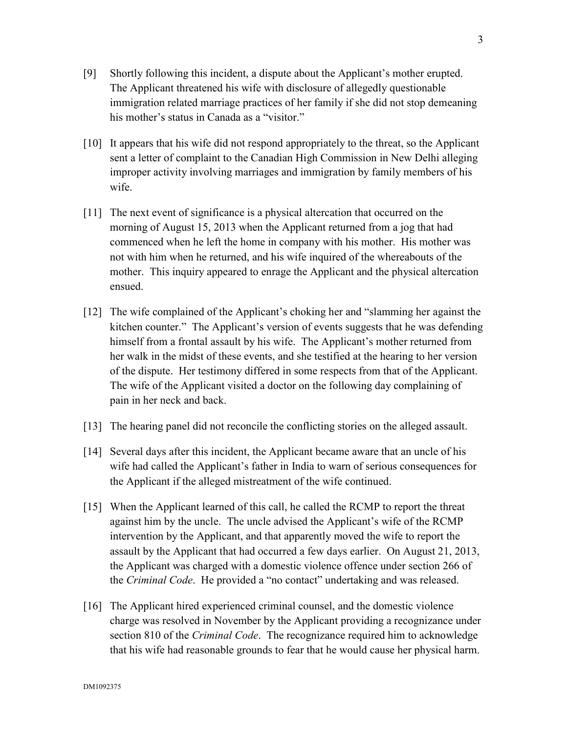[9] Shortly following this incident, a dispute about the Applicant's mother erupted. The Applicant threatened his wife with disclosure of allegedly questionable immigration related marriage practices of her family if she did not stop demeaning his mother's status in Canada as a "visitor."

[10] It appears that his wife did not respond appropriately to the threat, so the Applicant sent a letter of complaint to the Canadian High Commission in New Delhi alleging improper activity involving marriages and immigration by family members of his wife.

[11] The next event of significance is a physical altercation that occurred on the morning of August 15, 2013 when the Applicant returned from a jog that had commenced when he left the home in company with his mother. His mother was not with him when he returned, and his wife inquired of the whereabouts of the mother. This inquiry appeared to enrage the Applicant and the physical altercation ensued.

[12] The wife complained of the Applicant's choking her and "slamming her against the kitchen counter." The Applicant's version of events suggests that he was defending himself from a frontal assault by his wife. The Applicant's mother returned from her walk in the midst of these events, and she testified at the hearing to her version of the dispute. Her testimony differed in some respects from that of the Applicant. The wife of the Applicant visited a doctor on the following day complaining of pain in her neck and back.

[13] The hearing panel did not reconcile the conflicting stories on the alleged assault.

[14] Several days after this incident, the Applicant became aware that an uncle of his wife had called the Applicant's father in India to warn of serious consequences for the Applicant if the alleged mistreatment of the wife continued.

[15] When the Applicant learned of this call, he called the RCMP to report the threat against him by the uncle. The uncle advised the Applicant's wife of the RCMP intervention by the Applicant, and that apparently moved the wife to report the assault by the Applicant that had occurred a few days earlier. On August 21, 2013, the Applicant was charged with a domestic violence offence under section 266 of the *Criminal Code*. He provided a "no contact" undertaking and was released.

[16] The Applicant hired experienced criminal counsel, and the domestic violence charge was resolved in November by the Applicant providing a recognizance under section 810 of the *Criminal Code*. The recognizance required him to acknowledge that his wife had reasonable grounds to fear that he would cause her physical harm.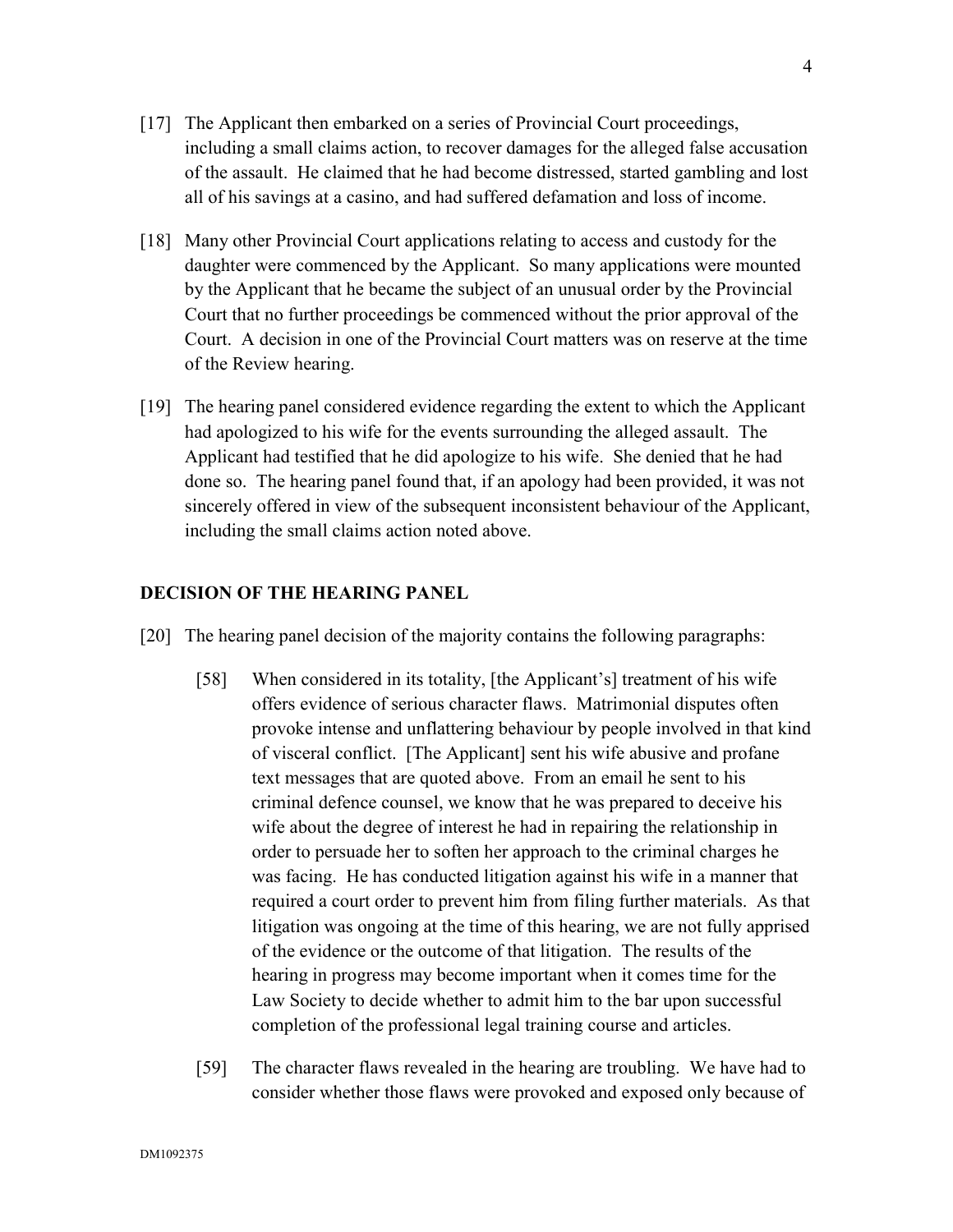[17] The Applicant then embarked on a series of Provincial Court proceedings, including a small claims action, to recover damages for the alleged false accusation of the assault. He claimed that he had become distressed, started gambling and lost all of his savings at a casino, and had suffered defamation and loss of income.

[18] Many other Provincial Court applications relating to access and custody for the daughter were commenced by the Applicant. So many applications were mounted by the Applicant that he became the subject of an unusual order by the Provincial Court that no further proceedings be commenced without the prior approval of the Court. A decision in one of the Provincial Court matters was on reserve at the time of the Review hearing.

[19] The hearing panel considered evidence regarding the extent to which the Applicant had apologized to his wife for the events surrounding the alleged assault. The Applicant had testified that he did apologize to his wife. She denied that he had done so. The hearing panel found that, if an apology had been provided, it was not sincerely offered in view of the subsequent inconsistent behaviour of the Applicant, including the small claims action noted above.

## DECISION OF THE HEARING PANEL

[20] The hearing panel decision of the majority contains the following paragraphs:

> [58] When considered in its totality, [the Applicant's] treatment of his wife offers evidence of serious character flaws. Matrimonial disputes often provoke intense and unflattering behaviour by people involved in that kind of visceral conflict. [The Applicant] sent his wife abusive and profane text messages that are quoted above. From an email he sent to his criminal defence counsel, we know that he was prepared to deceive his wife about the degree of interest he had in repairing the relationship in order to persuade her to soften her approach to the criminal charges he was facing. He has conducted litigation against his wife in a manner that required a court order to prevent him from filing further materials. As that litigation was ongoing at the time of this hearing, we are not fully apprised of the evidence or the outcome of that litigation. The results of the hearing in progress may become important when it comes time for the Law Society to decide whether to admit him to the bar upon successful completion of the professional legal training course and articles.
>
> [59] The character flaws revealed in the hearing are troubling. We have had to consider whether those flaws were provoked and exposed only because of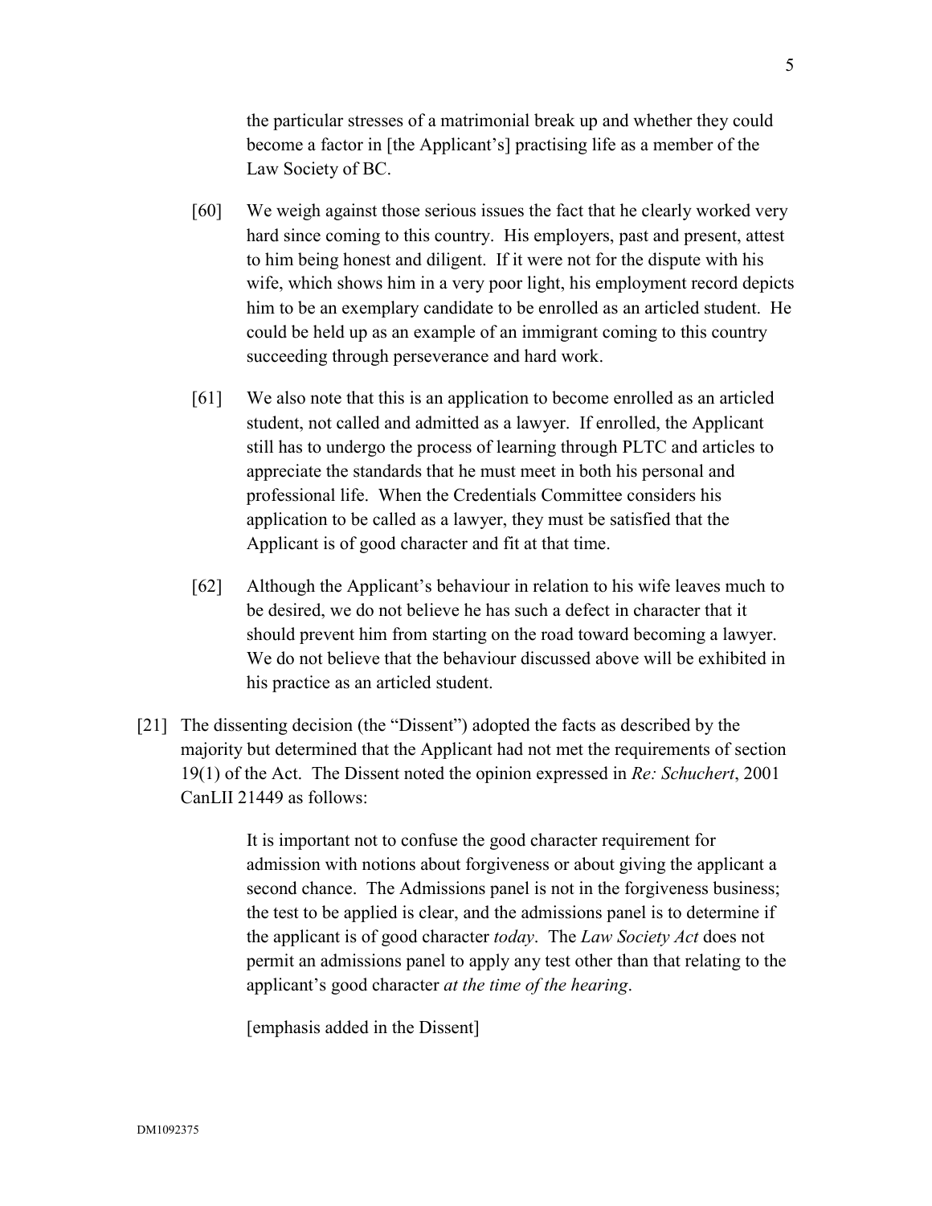the particular stresses of a matrimonial break up and whether they could become a factor in [the Applicant's] practising life as a member of the Law Society of BC.

> [60] We weigh against those serious issues the fact that he clearly worked very hard since coming to this country. His employers, past and present, attest to him being honest and diligent. If it were not for the dispute with his wife, which shows him in a very poor light, his employment record depicts him to be an exemplary candidate to be enrolled as an articled student. He could be held up as an example of an immigrant coming to this country succeeding through perseverance and hard work.
>
> [61] We also note that this is an application to become enrolled as an articled student, not called and admitted as a lawyer. If enrolled, the Applicant still has to undergo the process of learning through PLTC and articles to appreciate the standards that he must meet in both his personal and professional life. When the Credentials Committee considers his application to be called as a lawyer, they must be satisfied that the Applicant is of good character and fit at that time.
>
> [62] Although the Applicant's behaviour in relation to his wife leaves much to be desired, we do not believe he has such a defect in character that it should prevent him from starting on the road toward becoming a lawyer. We do not believe that the behaviour discussed above will be exhibited in his practice as an articled student.

[21] The dissenting decision (the "Dissent") adopted the facts as described by the majority but determined that the Applicant had not met the requirements of section 19(1) of the Act. The Dissent noted the opinion expressed in *Re: Schuchert*, 2001 CanLII 21449 as follows:

> It is important not to confuse the good character requirement for admission with notions about forgiveness or about giving the applicant a second chance. The Admissions panel is not in the forgiveness business; the test to be applied is clear, and the admissions panel is to determine if the applicant is of good character *today*. The *Law Society Act* does not permit an admissions panel to apply any test other than that relating to the applicant's good character *at the time of the hearing*.
>
> [emphasis added in the Dissent]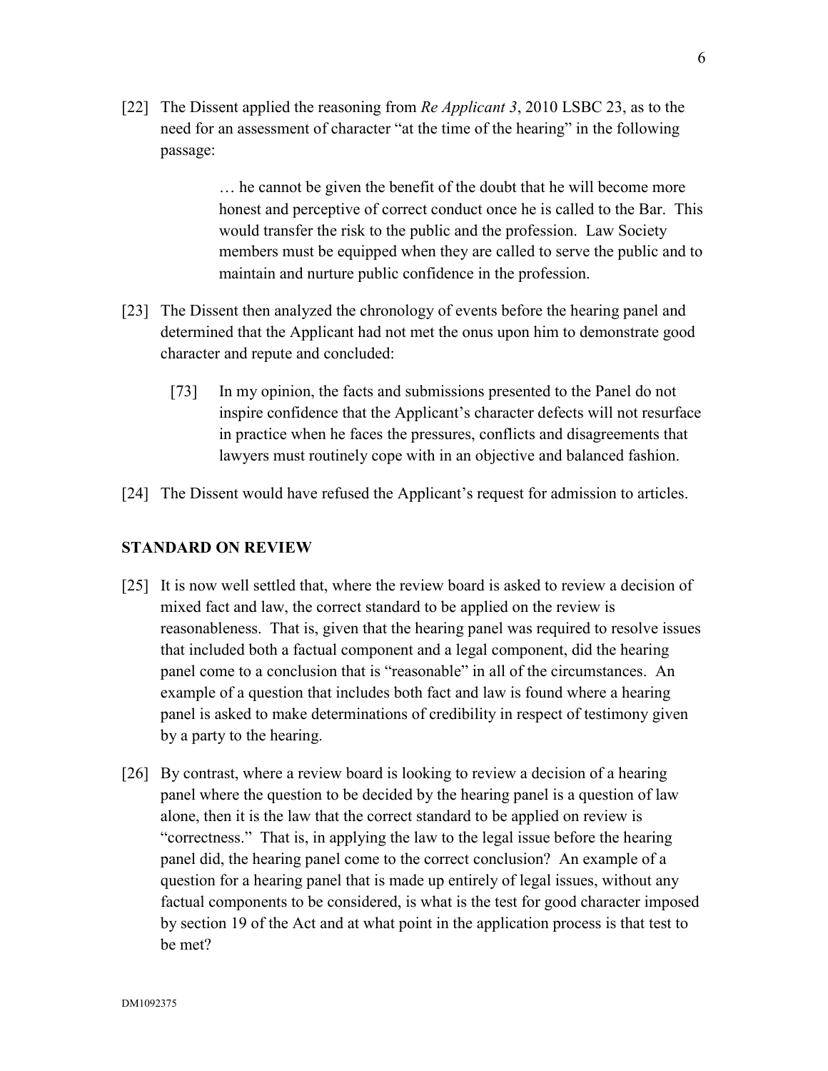[22] The Dissent applied the reasoning from *Re Applicant 3*, 2010 LSBC 23, as to the need for an assessment of character "at the time of the hearing" in the following passage:

> … he cannot be given the benefit of the doubt that he will become more honest and perceptive of correct conduct once he is called to the Bar. This would transfer the risk to the public and the profession. Law Society members must be equipped when they are called to serve the public and to maintain and nurture public confidence in the profession.

[23] The Dissent then analyzed the chronology of events before the hearing panel and determined that the Applicant had not met the onus upon him to demonstrate good character and repute and concluded:

> [73] In my opinion, the facts and submissions presented to the Panel do not inspire confidence that the Applicant's character defects will not resurface in practice when he faces the pressures, conflicts and disagreements that lawyers must routinely cope with in an objective and balanced fashion.

[24] The Dissent would have refused the Applicant's request for admission to articles.

## STANDARD ON REVIEW

[25] It is now well settled that, where the review board is asked to review a decision of mixed fact and law, the correct standard to be applied on the review is reasonableness. That is, given that the hearing panel was required to resolve issues that included both a factual component and a legal component, did the hearing panel come to a conclusion that is "reasonable" in all of the circumstances. An example of a question that includes both fact and law is found where a hearing panel is asked to make determinations of credibility in respect of testimony given by a party to the hearing.

[26] By contrast, where a review board is looking to review a decision of a hearing panel where the question to be decided by the hearing panel is a question of law alone, then it is the law that the correct standard to be applied on review is "correctness." That is, in applying the law to the legal issue before the hearing panel did, the hearing panel come to the correct conclusion? An example of a question for a hearing panel that is made up entirely of legal issues, without any factual components to be considered, is what is the test for good character imposed by section 19 of the Act and at what point in the application process is that test to be met?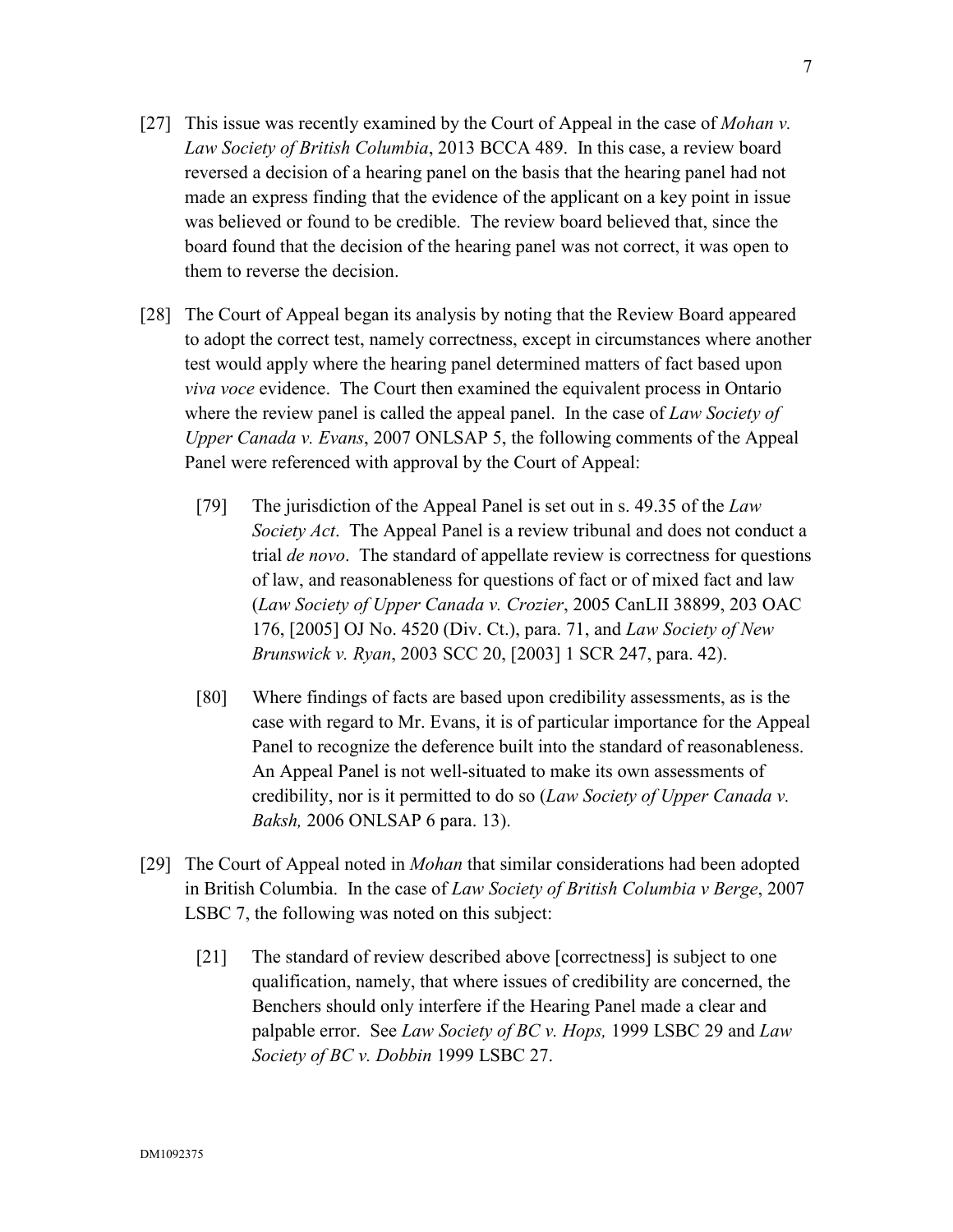[27] This issue was recently examined by the Court of Appeal in the case of *Mohan v. Law Society of British Columbia*, 2013 BCCA 489. In this case, a review board reversed a decision of a hearing panel on the basis that the hearing panel had not made an express finding that the evidence of the applicant on a key point in issue was believed or found to be credible. The review board believed that, since the board found that the decision of the hearing panel was not correct, it was open to them to reverse the decision.

[28] The Court of Appeal began its analysis by noting that the Review Board appeared to adopt the correct test, namely correctness, except in circumstances where another test would apply where the hearing panel determined matters of fact based upon *viva voce* evidence. The Court then examined the equivalent process in Ontario where the review panel is called the appeal panel. In the case of *Law Society of Upper Canada v. Evans*, 2007 ONLSAP 5, the following comments of the Appeal Panel were referenced with approval by the Court of Appeal:

> [79] The jurisdiction of the Appeal Panel is set out in s. 49.35 of the *Law Society Act*. The Appeal Panel is a review tribunal and does not conduct a trial *de novo*. The standard of appellate review is correctness for questions of law, and reasonableness for questions of fact or of mixed fact and law (*Law Society of Upper Canada v. Crozier*, 2005 CanLII 38899, 203 OAC 176, [2005] OJ No. 4520 (Div. Ct.), para. 71, and *Law Society of New Brunswick v. Ryan*, 2003 SCC 20, [2003] 1 SCR 247, para. 42).
>
> [80] Where findings of facts are based upon credibility assessments, as is the case with regard to Mr. Evans, it is of particular importance for the Appeal Panel to recognize the deference built into the standard of reasonableness. An Appeal Panel is not well-situated to make its own assessments of credibility, nor is it permitted to do so (*Law Society of Upper Canada v. Baksh,* 2006 ONLSAP 6 para. 13).

[29] The Court of Appeal noted in *Mohan* that similar considerations had been adopted in British Columbia. In the case of *Law Society of British Columbia v Berge*, 2007 LSBC 7, the following was noted on this subject:

> [21] The standard of review described above [correctness] is subject to one qualification, namely, that where issues of credibility are concerned, the Benchers should only interfere if the Hearing Panel made a clear and palpable error. See *Law Society of BC v. Hops,* 1999 LSBC 29 and *Law Society of BC v. Dobbin* 1999 LSBC 27.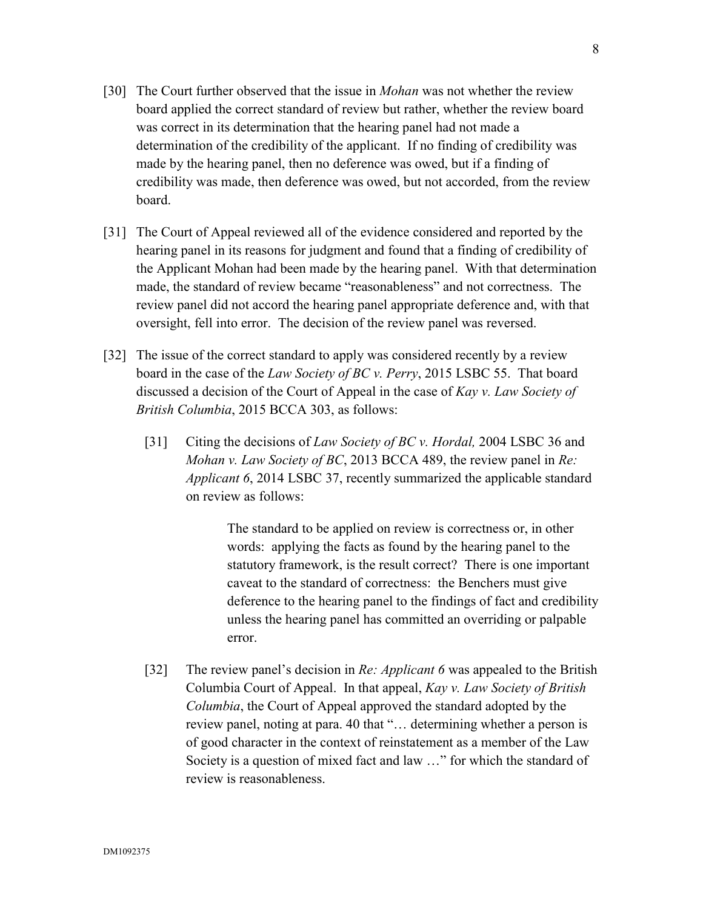[30] The Court further observed that the issue in *Mohan* was not whether the review board applied the correct standard of review but rather, whether the review board was correct in its determination that the hearing panel had not made a determination of the credibility of the applicant. If no finding of credibility was made by the hearing panel, then no deference was owed, but if a finding of credibility was made, then deference was owed, but not accorded, from the review board.

[31] The Court of Appeal reviewed all of the evidence considered and reported by the hearing panel in its reasons for judgment and found that a finding of credibility of the Applicant Mohan had been made by the hearing panel. With that determination made, the standard of review became "reasonableness" and not correctness. The review panel did not accord the hearing panel appropriate deference and, with that oversight, fell into error. The decision of the review panel was reversed.

[32] The issue of the correct standard to apply was considered recently by a review board in the case of the *Law Society of BC v. Perry*, 2015 LSBC 55. That board discussed a decision of the Court of Appeal in the case of *Kay v. Law Society of British Columbia*, 2015 BCCA 303, as follows:

> [31] Citing the decisions of *Law Society of BC v. Hordal,* 2004 LSBC 36 and *Mohan v. Law Society of BC*, 2013 BCCA 489, the review panel in *Re: Applicant 6*, 2014 LSBC 37, recently summarized the applicable standard on review as follows:
>
> > The standard to be applied on review is correctness or, in other words: applying the facts as found by the hearing panel to the statutory framework, is the result correct? There is one important caveat to the standard of correctness: the Benchers must give deference to the hearing panel to the findings of fact and credibility unless the hearing panel has committed an overriding or palpable error.
>
> [32] The review panel's decision in *Re: Applicant 6* was appealed to the British Columbia Court of Appeal. In that appeal, *Kay v. Law Society of British Columbia*, the Court of Appeal approved the standard adopted by the review panel, noting at para. 40 that "… determining whether a person is of good character in the context of reinstatement as a member of the Law Society is a question of mixed fact and law …" for which the standard of review is reasonableness.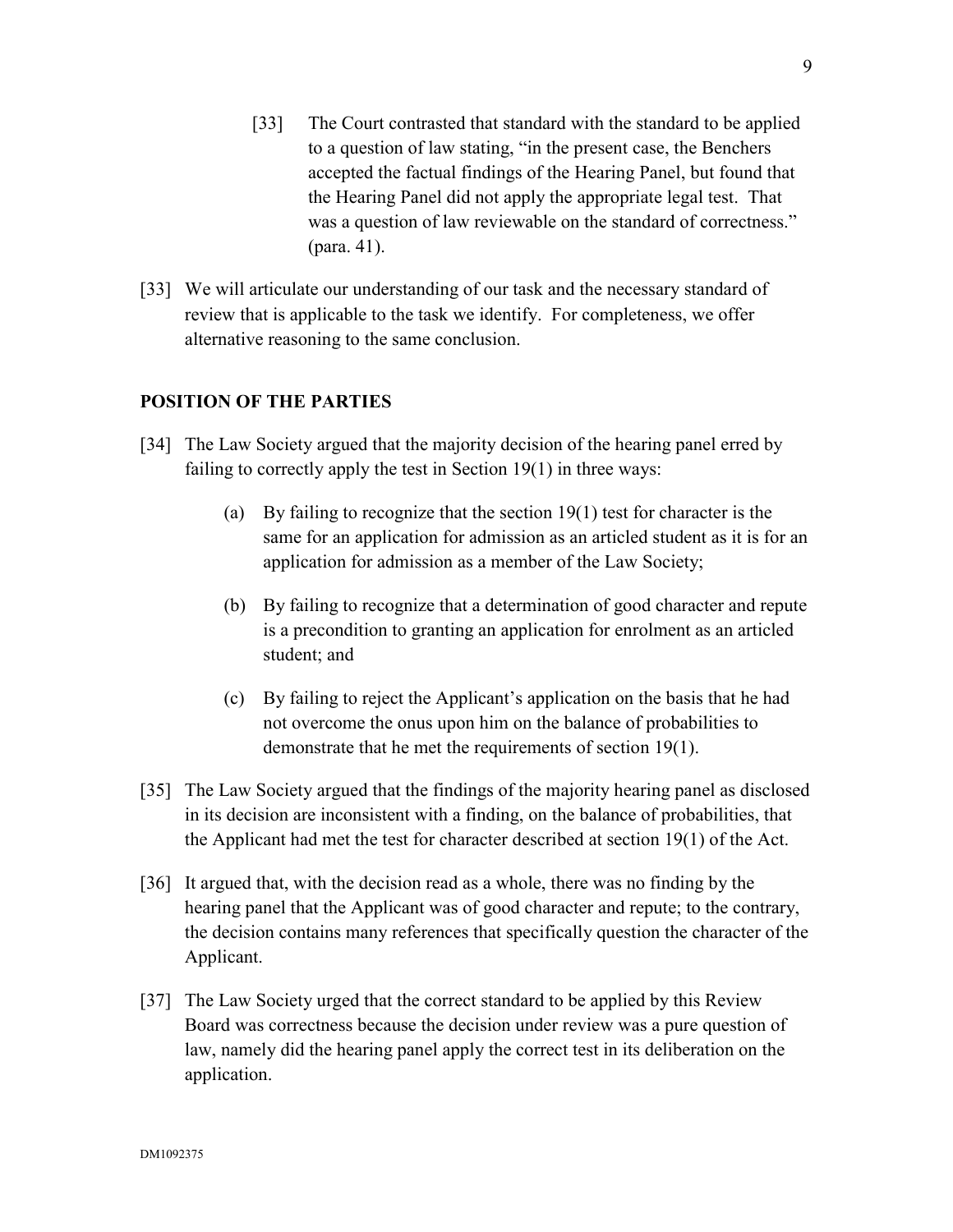> [33] The Court contrasted that standard with the standard to be applied to a question of law stating, "in the present case, the Benchers accepted the factual findings of the Hearing Panel, but found that the Hearing Panel did not apply the appropriate legal test. That was a question of law reviewable on the standard of correctness." (para. 41).

[33] We will articulate our understanding of our task and the necessary standard of review that is applicable to the task we identify. For completeness, we offer alternative reasoning to the same conclusion.

## POSITION OF THE PARTIES

[34] The Law Society argued that the majority decision of the hearing panel erred by failing to correctly apply the test in Section 19(1) in three ways:

(a) By failing to recognize that the section 19(1) test for character is the same for an application for admission as an articled student as it is for an application for admission as a member of the Law Society;

(b) By failing to recognize that a determination of good character and repute is a precondition to granting an application for enrolment as an articled student; and

(c) By failing to reject the Applicant's application on the basis that he had not overcome the onus upon him on the balance of probabilities to demonstrate that he met the requirements of section 19(1).

[35] The Law Society argued that the findings of the majority hearing panel as disclosed in its decision are inconsistent with a finding, on the balance of probabilities, that the Applicant had met the test for character described at section 19(1) of the Act.

[36] It argued that, with the decision read as a whole, there was no finding by the hearing panel that the Applicant was of good character and repute; to the contrary, the decision contains many references that specifically question the character of the Applicant.

[37] The Law Society urged that the correct standard to be applied by this Review Board was correctness because the decision under review was a pure question of law, namely did the hearing panel apply the correct test in its deliberation on the application.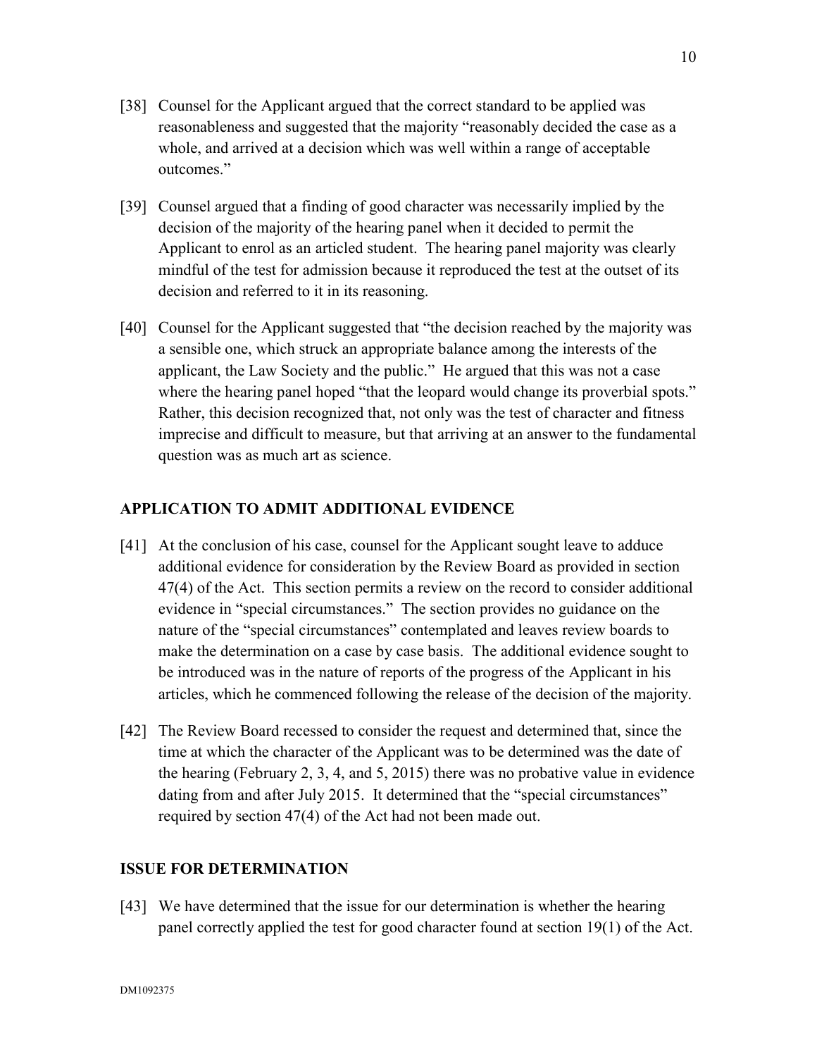[38] Counsel for the Applicant argued that the correct standard to be applied was reasonableness and suggested that the majority "reasonably decided the case as a whole, and arrived at a decision which was well within a range of acceptable outcomes."

[39] Counsel argued that a finding of good character was necessarily implied by the decision of the majority of the hearing panel when it decided to permit the Applicant to enrol as an articled student. The hearing panel majority was clearly mindful of the test for admission because it reproduced the test at the outset of its decision and referred to it in its reasoning.

[40] Counsel for the Applicant suggested that "the decision reached by the majority was a sensible one, which struck an appropriate balance among the interests of the applicant, the Law Society and the public." He argued that this was not a case where the hearing panel hoped "that the leopard would change its proverbial spots." Rather, this decision recognized that, not only was the test of character and fitness imprecise and difficult to measure, but that arriving at an answer to the fundamental question was as much art as science.

## APPLICATION TO ADMIT ADDITIONAL EVIDENCE

[41] At the conclusion of his case, counsel for the Applicant sought leave to adduce additional evidence for consideration by the Review Board as provided in section 47(4) of the Act. This section permits a review on the record to consider additional evidence in "special circumstances." The section provides no guidance on the nature of the "special circumstances" contemplated and leaves review boards to make the determination on a case by case basis. The additional evidence sought to be introduced was in the nature of reports of the progress of the Applicant in his articles, which he commenced following the release of the decision of the majority.

[42] The Review Board recessed to consider the request and determined that, since the time at which the character of the Applicant was to be determined was the date of the hearing (February 2, 3, 4, and 5, 2015) there was no probative value in evidence dating from and after July 2015. It determined that the "special circumstances" required by section 47(4) of the Act had not been made out.

## ISSUE FOR DETERMINATION

[43] We have determined that the issue for our determination is whether the hearing panel correctly applied the test for good character found at section 19(1) of the Act.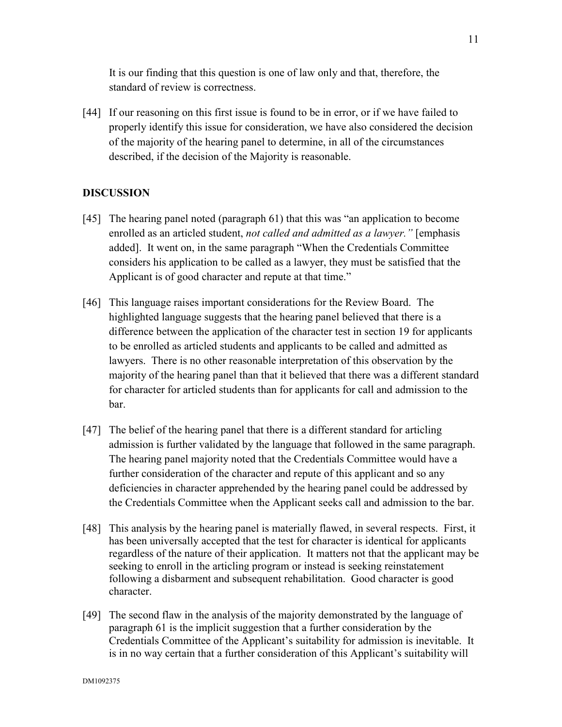It is our finding that this question is one of law only and that, therefore, the standard of review is correctness.

[44] If our reasoning on this first issue is found to be in error, or if we have failed to properly identify this issue for consideration, we have also considered the decision of the majority of the hearing panel to determine, in all of the circumstances described, if the decision of the Majority is reasonable.

## DISCUSSION

[45] The hearing panel noted (paragraph 61) that this was "an application to become enrolled as an articled student, *not called and admitted as a lawyer."* [emphasis added]. It went on, in the same paragraph "When the Credentials Committee considers his application to be called as a lawyer, they must be satisfied that the Applicant is of good character and repute at that time."

[46] This language raises important considerations for the Review Board. The highlighted language suggests that the hearing panel believed that there is a difference between the application of the character test in section 19 for applicants to be enrolled as articled students and applicants to be called and admitted as lawyers. There is no other reasonable interpretation of this observation by the majority of the hearing panel than that it believed that there was a different standard for character for articled students than for applicants for call and admission to the bar.

[47] The belief of the hearing panel that there is a different standard for articling admission is further validated by the language that followed in the same paragraph. The hearing panel majority noted that the Credentials Committee would have a further consideration of the character and repute of this applicant and so any deficiencies in character apprehended by the hearing panel could be addressed by the Credentials Committee when the Applicant seeks call and admission to the bar.

[48] This analysis by the hearing panel is materially flawed, in several respects. First, it has been universally accepted that the test for character is identical for applicants regardless of the nature of their application. It matters not that the applicant may be seeking to enroll in the articling program or instead is seeking reinstatement following a disbarment and subsequent rehabilitation. Good character is good character.

[49] The second flaw in the analysis of the majority demonstrated by the language of paragraph 61 is the implicit suggestion that a further consideration by the Credentials Committee of the Applicant's suitability for admission is inevitable. It is in no way certain that a further consideration of this Applicant's suitability will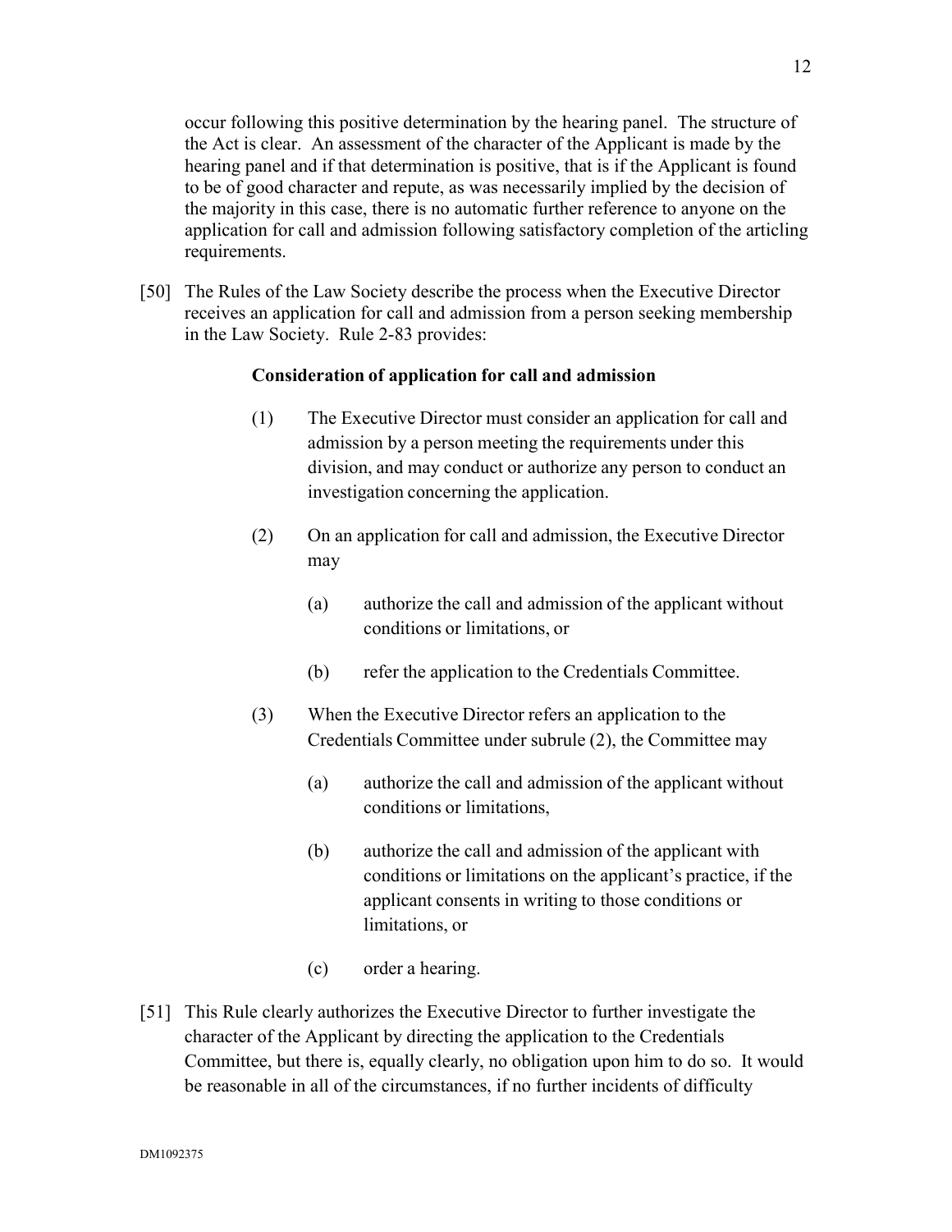occur following this positive determination by the hearing panel. The structure of the Act is clear. An assessment of the character of the Applicant is made by the hearing panel and if that determination is positive, that is if the Applicant is found to be of good character and repute, as was necessarily implied by the decision of the majority in this case, there is no automatic further reference to anyone on the application for call and admission following satisfactory completion of the articling requirements.

[50] The Rules of the Law Society describe the process when the Executive Director receives an application for call and admission from a person seeking membership in the Law Society. Rule 2-83 provides:

> **Consideration of application for call and admission**
>
> (1) The Executive Director must consider an application for call and admission by a person meeting the requirements under this division, and may conduct or authorize any person to conduct an investigation concerning the application.
>
> (2) On an application for call and admission, the Executive Director may
>
> (a) authorize the call and admission of the applicant without conditions or limitations, or
>
> (b) refer the application to the Credentials Committee.
>
> (3) When the Executive Director refers an application to the Credentials Committee under subrule (2), the Committee may
>
> (a) authorize the call and admission of the applicant without conditions or limitations,
>
> (b) authorize the call and admission of the applicant with conditions or limitations on the applicant's practice, if the applicant consents in writing to those conditions or limitations, or
>
> (c) order a hearing.

[51] This Rule clearly authorizes the Executive Director to further investigate the character of the Applicant by directing the application to the Credentials Committee, but there is, equally clearly, no obligation upon him to do so. It would be reasonable in all of the circumstances, if no further incidents of difficulty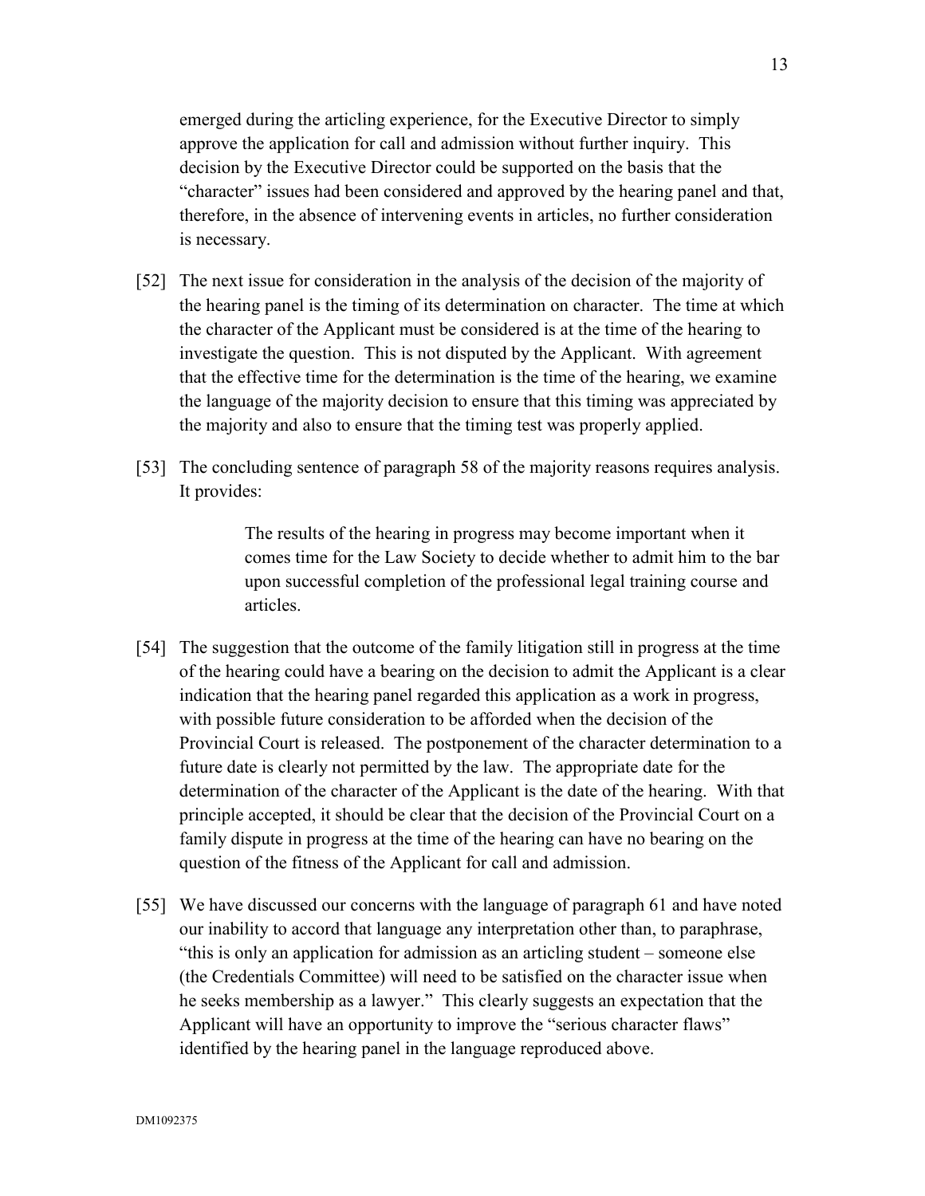emerged during the articling experience, for the Executive Director to simply approve the application for call and admission without further inquiry. This decision by the Executive Director could be supported on the basis that the "character" issues had been considered and approved by the hearing panel and that, therefore, in the absence of intervening events in articles, no further consideration is necessary.

[52] The next issue for consideration in the analysis of the decision of the majority of the hearing panel is the timing of its determination on character. The time at which the character of the Applicant must be considered is at the time of the hearing to investigate the question. This is not disputed by the Applicant. With agreement that the effective time for the determination is the time of the hearing, we examine the language of the majority decision to ensure that this timing was appreciated by the majority and also to ensure that the timing test was properly applied.

[53] The concluding sentence of paragraph 58 of the majority reasons requires analysis. It provides:

> The results of the hearing in progress may become important when it comes time for the Law Society to decide whether to admit him to the bar upon successful completion of the professional legal training course and articles.

[54] The suggestion that the outcome of the family litigation still in progress at the time of the hearing could have a bearing on the decision to admit the Applicant is a clear indication that the hearing panel regarded this application as a work in progress, with possible future consideration to be afforded when the decision of the Provincial Court is released. The postponement of the character determination to a future date is clearly not permitted by the law. The appropriate date for the determination of the character of the Applicant is the date of the hearing. With that principle accepted, it should be clear that the decision of the Provincial Court on a family dispute in progress at the time of the hearing can have no bearing on the question of the fitness of the Applicant for call and admission.

[55] We have discussed our concerns with the language of paragraph 61 and have noted our inability to accord that language any interpretation other than, to paraphrase, "this is only an application for admission as an articling student – someone else (the Credentials Committee) will need to be satisfied on the character issue when he seeks membership as a lawyer." This clearly suggests an expectation that the Applicant will have an opportunity to improve the "serious character flaws" identified by the hearing panel in the language reproduced above.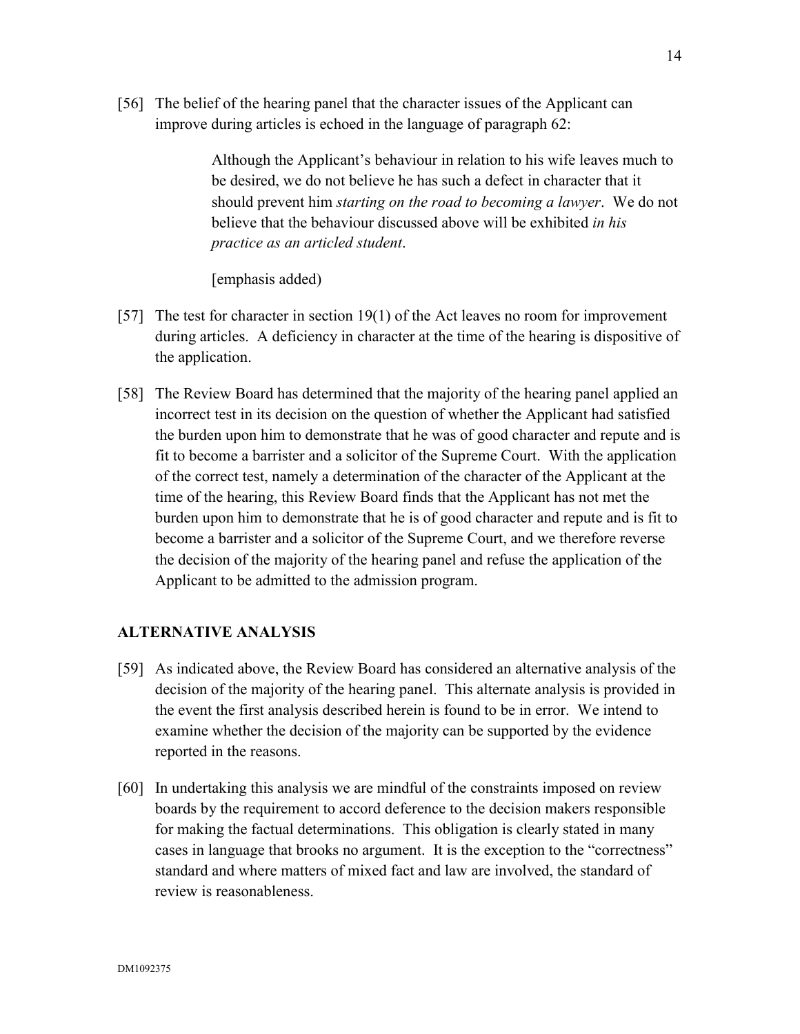[56] The belief of the hearing panel that the character issues of the Applicant can improve during articles is echoed in the language of paragraph 62:

> Although the Applicant's behaviour in relation to his wife leaves much to be desired, we do not believe he has such a defect in character that it should prevent him *starting on the road to becoming a lawyer*. We do not believe that the behaviour discussed above will be exhibited *in his practice as an articled student*.
>
> [emphasis added)

[57] The test for character in section 19(1) of the Act leaves no room for improvement during articles. A deficiency in character at the time of the hearing is dispositive of the application.

[58] The Review Board has determined that the majority of the hearing panel applied an incorrect test in its decision on the question of whether the Applicant had satisfied the burden upon him to demonstrate that he was of good character and repute and is fit to become a barrister and a solicitor of the Supreme Court. With the application of the correct test, namely a determination of the character of the Applicant at the time of the hearing, this Review Board finds that the Applicant has not met the burden upon him to demonstrate that he is of good character and repute and is fit to become a barrister and a solicitor of the Supreme Court, and we therefore reverse the decision of the majority of the hearing panel and refuse the application of the Applicant to be admitted to the admission program.

## ALTERNATIVE ANALYSIS

[59] As indicated above, the Review Board has considered an alternative analysis of the decision of the majority of the hearing panel. This alternate analysis is provided in the event the first analysis described herein is found to be in error. We intend to examine whether the decision of the majority can be supported by the evidence reported in the reasons.

[60] In undertaking this analysis we are mindful of the constraints imposed on review boards by the requirement to accord deference to the decision makers responsible for making the factual determinations. This obligation is clearly stated in many cases in language that brooks no argument. It is the exception to the "correctness" standard and where matters of mixed fact and law are involved, the standard of review is reasonableness.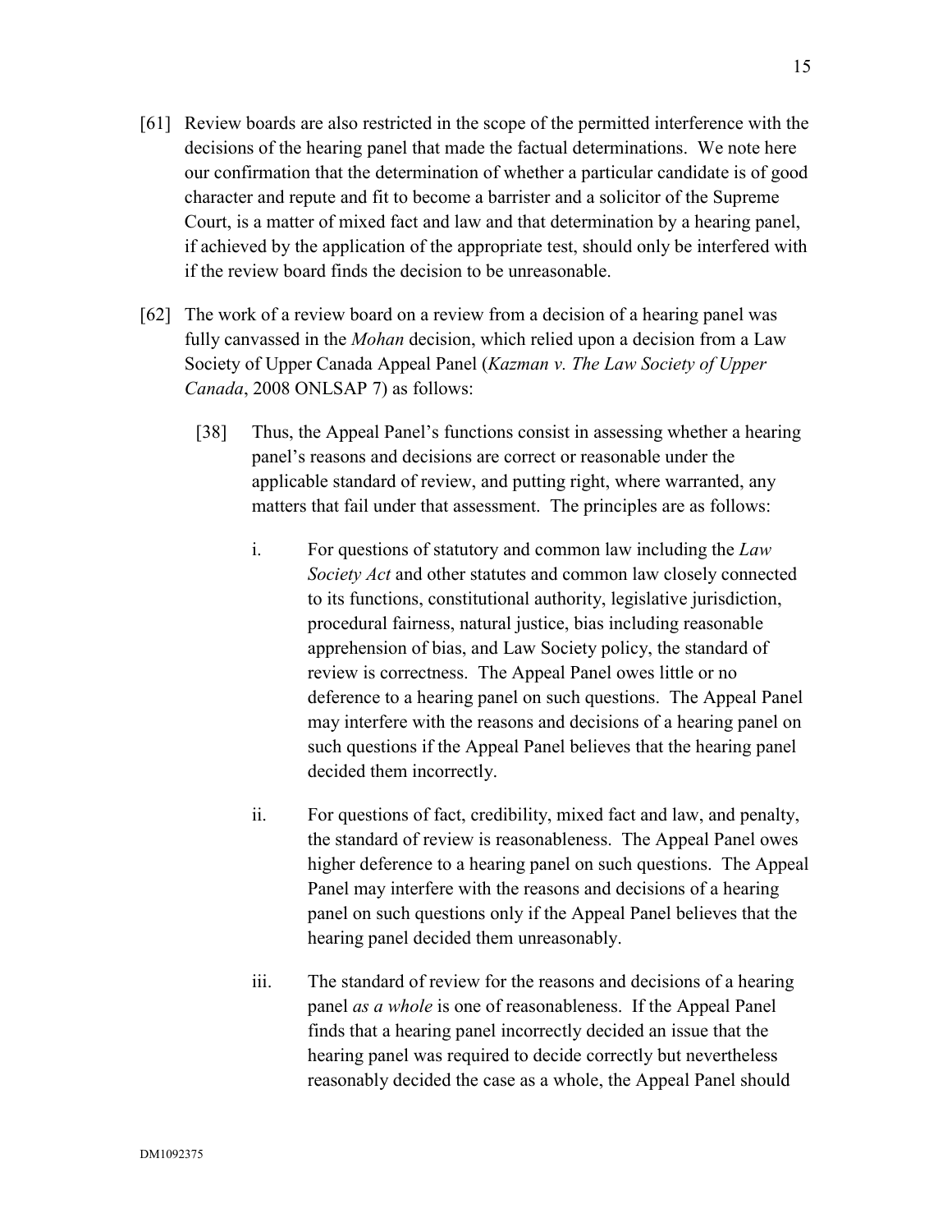[61] Review boards are also restricted in the scope of the permitted interference with the decisions of the hearing panel that made the factual determinations. We note here our confirmation that the determination of whether a particular candidate is of good character and repute and fit to become a barrister and a solicitor of the Supreme Court, is a matter of mixed fact and law and that determination by a hearing panel, if achieved by the application of the appropriate test, should only be interfered with if the review board finds the decision to be unreasonable.

[62] The work of a review board on a review from a decision of a hearing panel was fully canvassed in the *Mohan* decision, which relied upon a decision from a Law Society of Upper Canada Appeal Panel (*Kazman v. The Law Society of Upper Canada*, 2008 ONLSAP 7) as follows:

> [38] Thus, the Appeal Panel's functions consist in assessing whether a hearing panel's reasons and decisions are correct or reasonable under the applicable standard of review, and putting right, where warranted, any matters that fail under that assessment. The principles are as follows:
>
> i. For questions of statutory and common law including the *Law Society Act* and other statutes and common law closely connected to its functions, constitutional authority, legislative jurisdiction, procedural fairness, natural justice, bias including reasonable apprehension of bias, and Law Society policy, the standard of review is correctness. The Appeal Panel owes little or no deference to a hearing panel on such questions. The Appeal Panel may interfere with the reasons and decisions of a hearing panel on such questions if the Appeal Panel believes that the hearing panel decided them incorrectly.
>
> ii. For questions of fact, credibility, mixed fact and law, and penalty, the standard of review is reasonableness. The Appeal Panel owes higher deference to a hearing panel on such questions. The Appeal Panel may interfere with the reasons and decisions of a hearing panel on such questions only if the Appeal Panel believes that the hearing panel decided them unreasonably.
>
> iii. The standard of review for the reasons and decisions of a hearing panel *as a whole* is one of reasonableness. If the Appeal Panel finds that a hearing panel incorrectly decided an issue that the hearing panel was required to decide correctly but nevertheless reasonably decided the case as a whole, the Appeal Panel should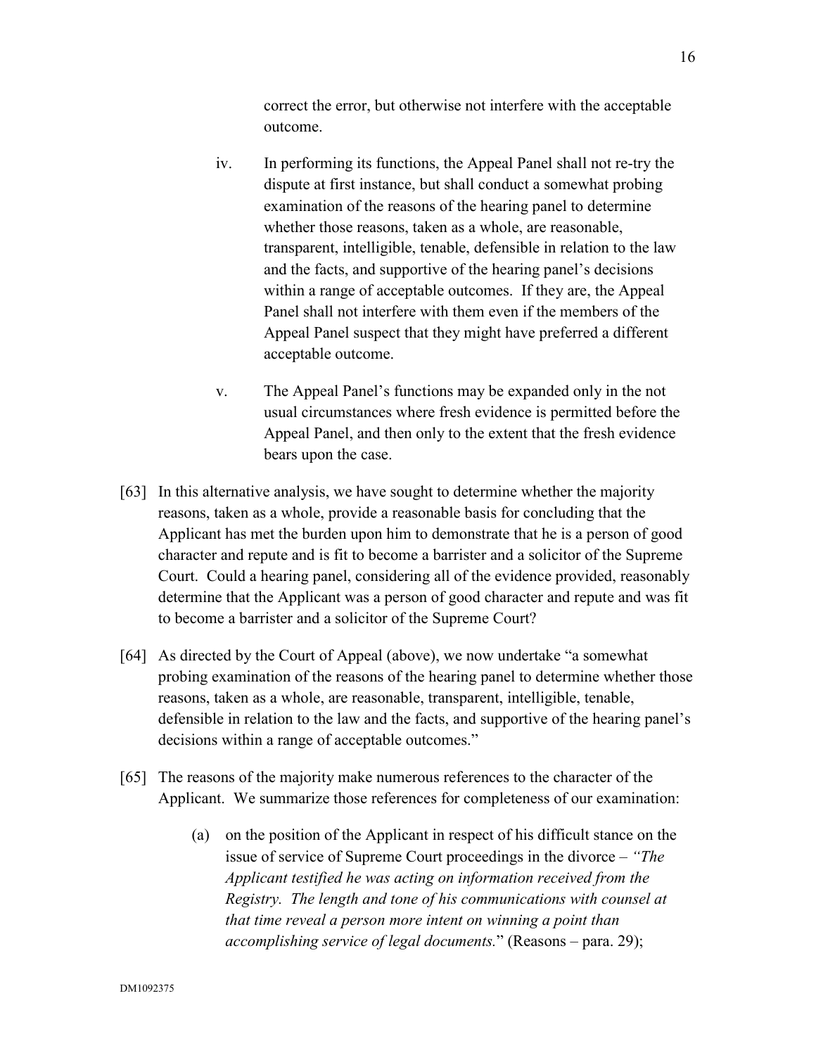correct the error, but otherwise not interfere with the acceptable outcome.

iv. In performing its functions, the Appeal Panel shall not re-try the dispute at first instance, but shall conduct a somewhat probing examination of the reasons of the hearing panel to determine whether those reasons, taken as a whole, are reasonable, transparent, intelligible, tenable, defensible in relation to the law and the facts, and supportive of the hearing panel's decisions within a range of acceptable outcomes. If they are, the Appeal Panel shall not interfere with them even if the members of the Appeal Panel suspect that they might have preferred a different acceptable outcome.

v. The Appeal Panel's functions may be expanded only in the not usual circumstances where fresh evidence is permitted before the Appeal Panel, and then only to the extent that the fresh evidence bears upon the case.

[63] In this alternative analysis, we have sought to determine whether the majority reasons, taken as a whole, provide a reasonable basis for concluding that the Applicant has met the burden upon him to demonstrate that he is a person of good character and repute and is fit to become a barrister and a solicitor of the Supreme Court. Could a hearing panel, considering all of the evidence provided, reasonably determine that the Applicant was a person of good character and repute and was fit to become a barrister and a solicitor of the Supreme Court?

[64] As directed by the Court of Appeal (above), we now undertake "a somewhat probing examination of the reasons of the hearing panel to determine whether those reasons, taken as a whole, are reasonable, transparent, intelligible, tenable, defensible in relation to the law and the facts, and supportive of the hearing panel's decisions within a range of acceptable outcomes."

[65] The reasons of the majority make numerous references to the character of the Applicant. We summarize those references for completeness of our examination:

(a) on the position of the Applicant in respect of his difficult stance on the issue of service of Supreme Court proceedings in the divorce – *"The Applicant testified he was acting on information received from the Registry. The length and tone of his communications with counsel at that time reveal a person more intent on winning a point than accomplishing service of legal documents.*" (Reasons – para. 29);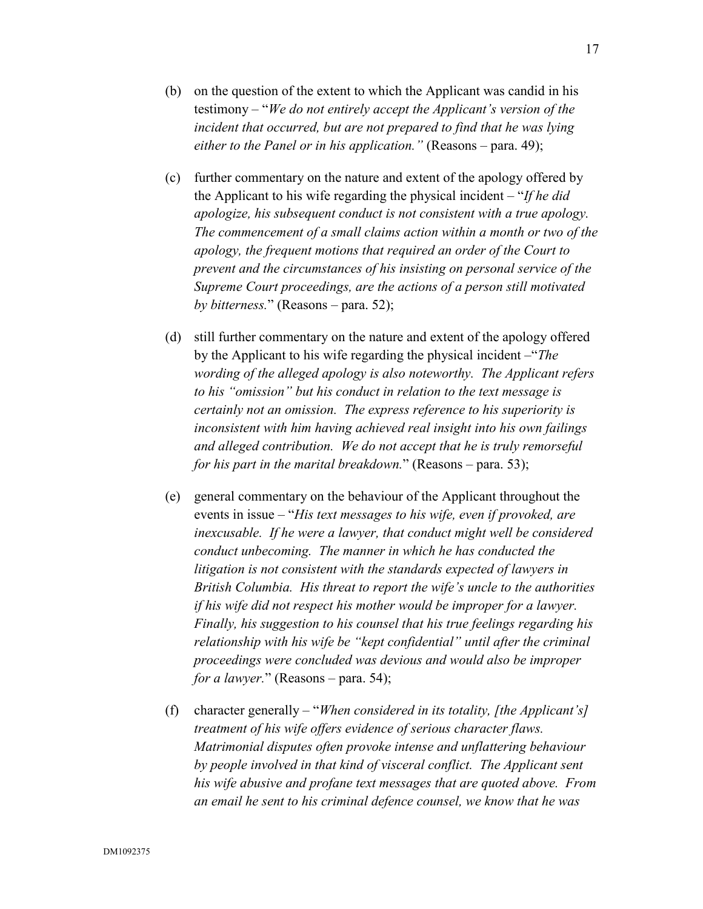(b) on the question of the extent to which the Applicant was candid in his testimony – "*We do not entirely accept the Applicant's version of the incident that occurred, but are not prepared to find that he was lying either to the Panel or in his application."* (Reasons – para. 49);

(c) further commentary on the nature and extent of the apology offered by the Applicant to his wife regarding the physical incident – "*If he did apologize, his subsequent conduct is not consistent with a true apology. The commencement of a small claims action within a month or two of the apology, the frequent motions that required an order of the Court to prevent and the circumstances of his insisting on personal service of the Supreme Court proceedings, are the actions of a person still motivated by bitterness.*" (Reasons – para. 52);

(d) still further commentary on the nature and extent of the apology offered by the Applicant to his wife regarding the physical incident –"*The wording of the alleged apology is also noteworthy. The Applicant refers to his "omission" but his conduct in relation to the text message is certainly not an omission. The express reference to his superiority is inconsistent with him having achieved real insight into his own failings and alleged contribution. We do not accept that he is truly remorseful for his part in the marital breakdown.*" (Reasons – para. 53);

(e) general commentary on the behaviour of the Applicant throughout the events in issue – "*His text messages to his wife, even if provoked, are inexcusable. If he were a lawyer, that conduct might well be considered conduct unbecoming. The manner in which he has conducted the litigation is not consistent with the standards expected of lawyers in British Columbia. His threat to report the wife's uncle to the authorities if his wife did not respect his mother would be improper for a lawyer. Finally, his suggestion to his counsel that his true feelings regarding his relationship with his wife be "kept confidential" until after the criminal proceedings were concluded was devious and would also be improper for a lawyer.*" (Reasons – para. 54);

(f) character generally – "*When considered in its totality, [the Applicant's] treatment of his wife offers evidence of serious character flaws. Matrimonial disputes often provoke intense and unflattering behaviour by people involved in that kind of visceral conflict. The Applicant sent his wife abusive and profane text messages that are quoted above. From an email he sent to his criminal defence counsel, we know that he was*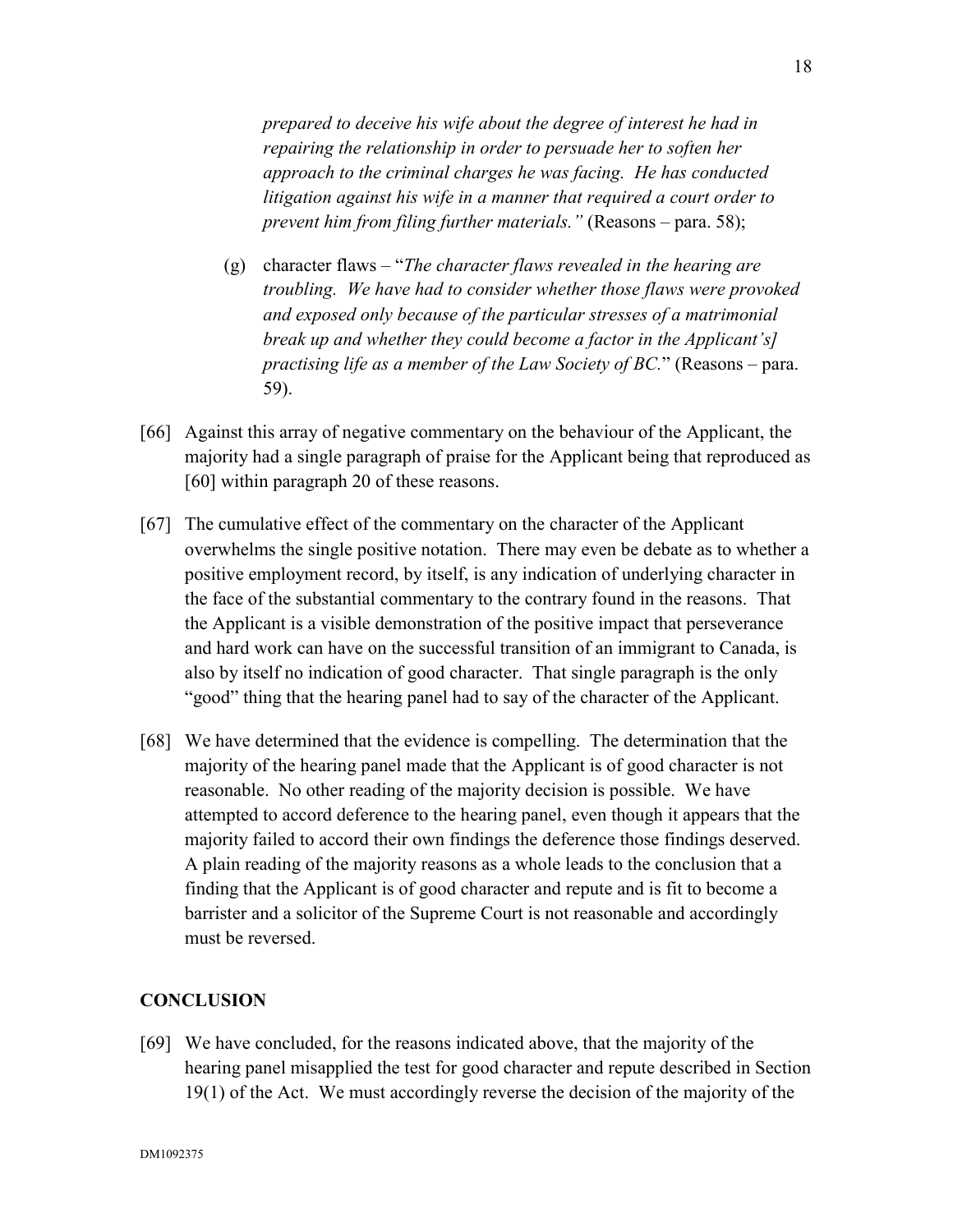*prepared to deceive his wife about the degree of interest he had in repairing the relationship in order to persuade her to soften her approach to the criminal charges he was facing. He has conducted litigation against his wife in a manner that required a court order to prevent him from filing further materials."* (Reasons – para. 58);

(g) character flaws – "*The character flaws revealed in the hearing are troubling. We have had to consider whether those flaws were provoked and exposed only because of the particular stresses of a matrimonial break up and whether they could become a factor in the Applicant's] practising life as a member of the Law Society of BC*." (Reasons – para. 59).

[66] Against this array of negative commentary on the behaviour of the Applicant, the majority had a single paragraph of praise for the Applicant being that reproduced as [60] within paragraph 20 of these reasons.

[67] The cumulative effect of the commentary on the character of the Applicant overwhelms the single positive notation. There may even be debate as to whether a positive employment record, by itself, is any indication of underlying character in the face of the substantial commentary to the contrary found in the reasons. That the Applicant is a visible demonstration of the positive impact that perseverance and hard work can have on the successful transition of an immigrant to Canada, is also by itself no indication of good character. That single paragraph is the only "good" thing that the hearing panel had to say of the character of the Applicant.

[68] We have determined that the evidence is compelling. The determination that the majority of the hearing panel made that the Applicant is of good character is not reasonable. No other reading of the majority decision is possible. We have attempted to accord deference to the hearing panel, even though it appears that the majority failed to accord their own findings the deference those findings deserved. A plain reading of the majority reasons as a whole leads to the conclusion that a finding that the Applicant is of good character and repute and is fit to become a barrister and a solicitor of the Supreme Court is not reasonable and accordingly must be reversed.

## CONCLUSION

[69] We have concluded, for the reasons indicated above, that the majority of the hearing panel misapplied the test for good character and repute described in Section 19(1) of the Act. We must accordingly reverse the decision of the majority of the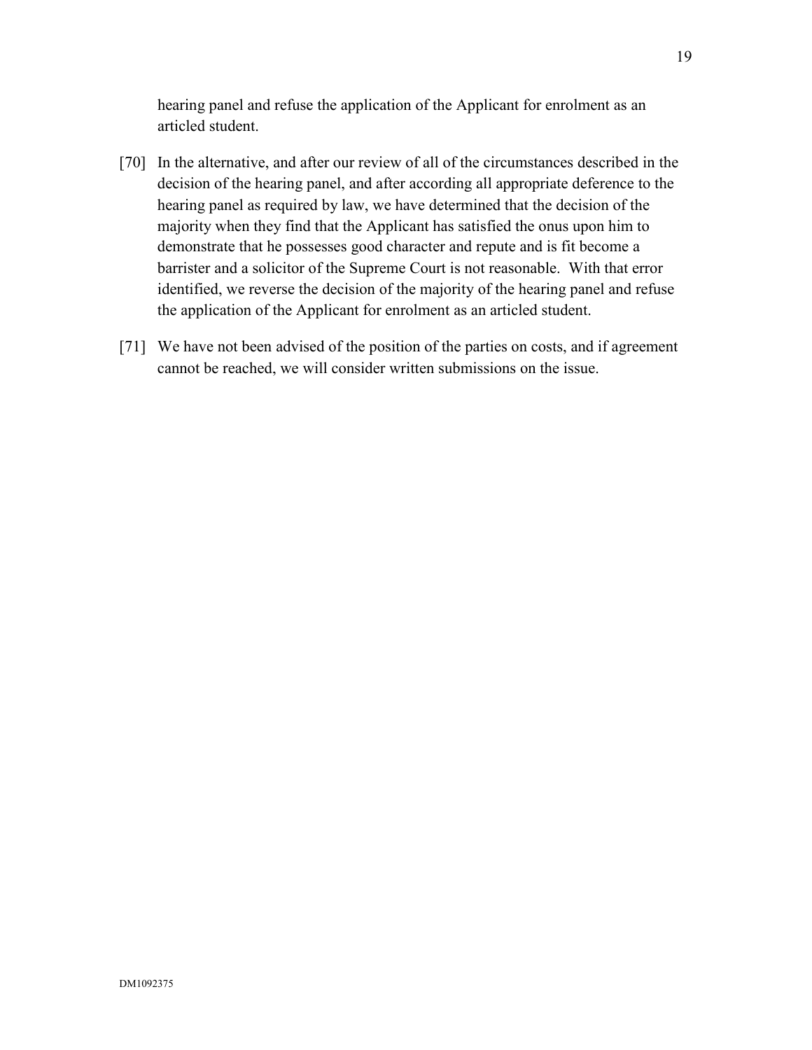hearing panel and refuse the application of the Applicant for enrolment as an articled student.

[70] In the alternative, and after our review of all of the circumstances described in the decision of the hearing panel, and after according all appropriate deference to the hearing panel as required by law, we have determined that the decision of the majority when they find that the Applicant has satisfied the onus upon him to demonstrate that he possesses good character and repute and is fit become a barrister and a solicitor of the Supreme Court is not reasonable. With that error identified, we reverse the decision of the majority of the hearing panel and refuse the application of the Applicant for enrolment as an articled student.

[71] We have not been advised of the position of the parties on costs, and if agreement cannot be reached, we will consider written submissions on the issue.

DM1092375